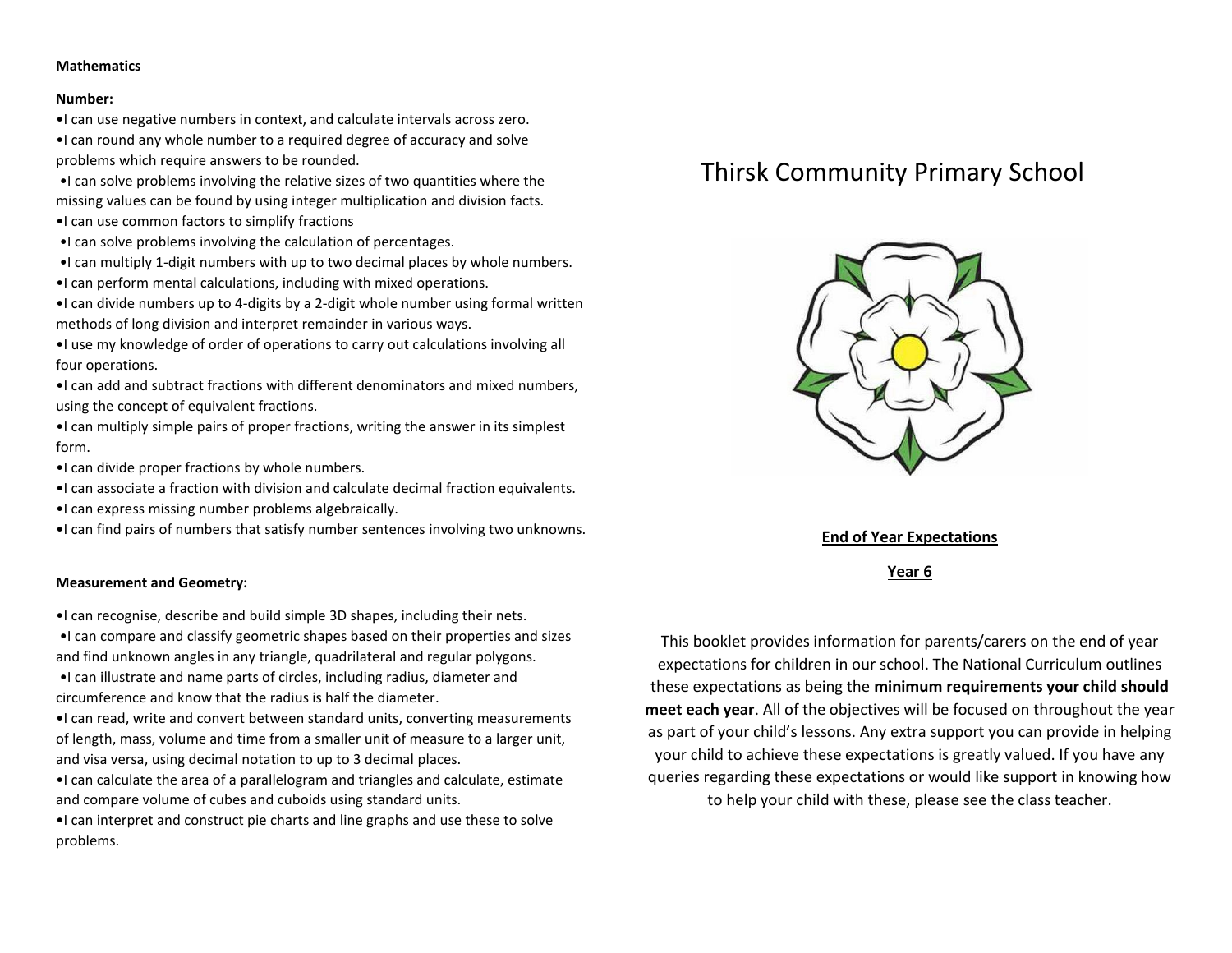**Mathematics**

**Number:**

- I can use negative numbers in context, and calculate intervals across zero.
- I can round any whole number to a required degree of accuracy and solve problems which require answers to be rounded.
- I can solve problems involving the relative sizes of two quantities where the missing values can be found by using integer multiplication and division facts.
- I can use common factors to simplify fractions
- I can solve problems involving the calculation of percentages.
- I can multiply 1-digit numbers with up to two decimal places by whole numbers.
- I can perform mental calculations, including with mixed operations.
- I can divide numbers up to 4-digits by a 2-digit whole number using formal written methods of long division and interpret remainder in various ways.
- I use my knowledge of order of operations to carry out calculations involving all four operations.
- I can add and subtract fractions with different denominators and mixed numbers, using the concept of equivalent fractions.
- I can multiply simple pairs of proper fractions, writing the answer in its simplest form.
- I can divide proper fractions by whole numbers.
- I can associate a fraction with division and calculate decimal fraction equivalents.
- I can express missing number problems algebraically.
- I can find pairs of numbers that satisfy number sentences involving two unknowns.

**Measurement and Geometry:**

- I can recognise, describe and build simple 3D shapes, including their nets.
- I can compare and classify geometric shapes based on their properties and sizes and find unknown angles in any triangle, quadrilateral and regular polygons.
- I can illustrate and name parts of circles, including radius, diameter and circumference and know that the radius is half the diameter.
- I can read, write and convert between standard units, converting measurements of length, mass, volume and time from a smaller unit of measure to a larger unit, and visa versa, using decimal notation to up to 3 decimal places.
- I can calculate the area of a parallelogram and triangles and calculate, estimate and compare volume of cubes and cuboids using standard units.
- I can interpret and construct pie charts and line graphs and use these to solve problems.

# Thirsk Community Primary School

**End of Year Expectations**

**Year 6**

This booklet provides information for parents/carers on the end of year expectations for children in our school. The National Curriculum outlines these expectations as being the **minimum requirements your child should meet each year**. All of the objectives will be focused on throughout the year as part of your child's lessons. Any extra support you can provide in helping your child to achieve these expectations is greatly valued. If you have any queries regarding these expectations or would like support in knowing how to help your child with these, please see the class teacher.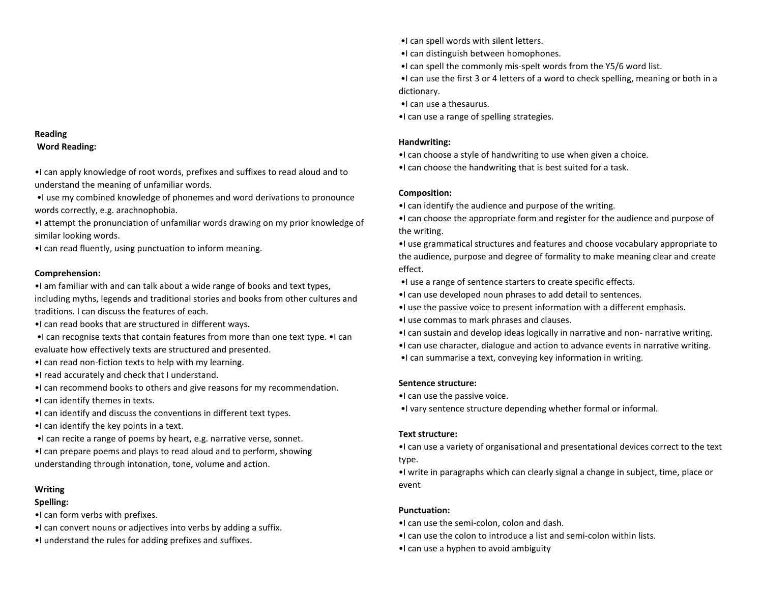**Reading**

**Word Reading:**

- I can apply knowledge of root words, prefixes and suffixes to read aloud and to understand the meaning of unfamiliar words.
- I use my combined knowledge of phonemes and word derivations to pronounce words correctly, e.g. arachnophobia.
- I attempt the pronunciation of unfamiliar words drawing on my prior knowledge of similar looking words.
- I can read fluently, using punctuation to inform meaning.

**Comprehension:**

- I am familiar with and can talk about a wide range of books and text types, including myths, legends and traditional stories and books from other cultures and traditions. I can discuss the features of each.
- I can read books that are structured in different ways.
- I can recognise texts that contain features from more than one text type.
- I can evaluate how effectively texts are structured and presented.
- I can read non-fiction texts to help with my learning.
- I read accurately and check that I understand.
- I can recommend books to others and give reasons for my recommendation.
- I can identify themes in texts.
- I can identify and discuss the conventions in different text types.
- I can identify the key points in a text.
- I can recite a range of poems by heart, e.g. narrative verse, sonnet.
- I can prepare poems and plays to read aloud and to perform, showing understanding through intonation, tone, volume and action.

**Writing**

**Spelling:**

- I can form verbs with prefixes.
- I can convert nouns or adjectives into verbs by adding a suffix.
- I understand the rules for adding prefixes and suffixes.
- I can spell words with silent letters.
- I can distinguish between homophones.
- I can spell the commonly mis-spelt words from the Y5/6 word list.
- I can use the first 3 or 4 letters of a word to check spelling, meaning or both in a dictionary.
- I can use a thesaurus.
- I can use a range of spelling strategies.

**Handwriting:**

- I can choose a style of handwriting to use when given a choice.
- I can choose the handwriting that is best suited for a task.

**Composition:**

- I can identify the audience and purpose of the writing.
- I can choose the appropriate form and register for the audience and purpose of the writing.
- I use grammatical structures and features and choose vocabulary appropriate to the audience, purpose and degree of formality to make meaning clear and create effect.
- I use a range of sentence starters to create specific effects.
- I can use developed noun phrases to add detail to sentences.
- I use the passive voice to present information with a different emphasis.
- I use commas to mark phrases and clauses.
- I can sustain and develop ideas logically in narrative and non- narrative writing.
- I can use character, dialogue and action to advance events in narrative writing.
- I can summarise a text, conveying key information in writing.

**Sentence structure:**

- I can use the passive voice.
- I vary sentence structure depending whether formal or informal.

**Text structure:**

- I can use a variety of organisational and presentational devices correct to the text type.
- I write in paragraphs which can clearly signal a change in subject, time, place or event

**Punctuation:**

- I can use the semi-colon, colon and dash.
- I can use the colon to introduce a list and semi-colon within lists.
- I can use a hyphen to avoid ambiguity